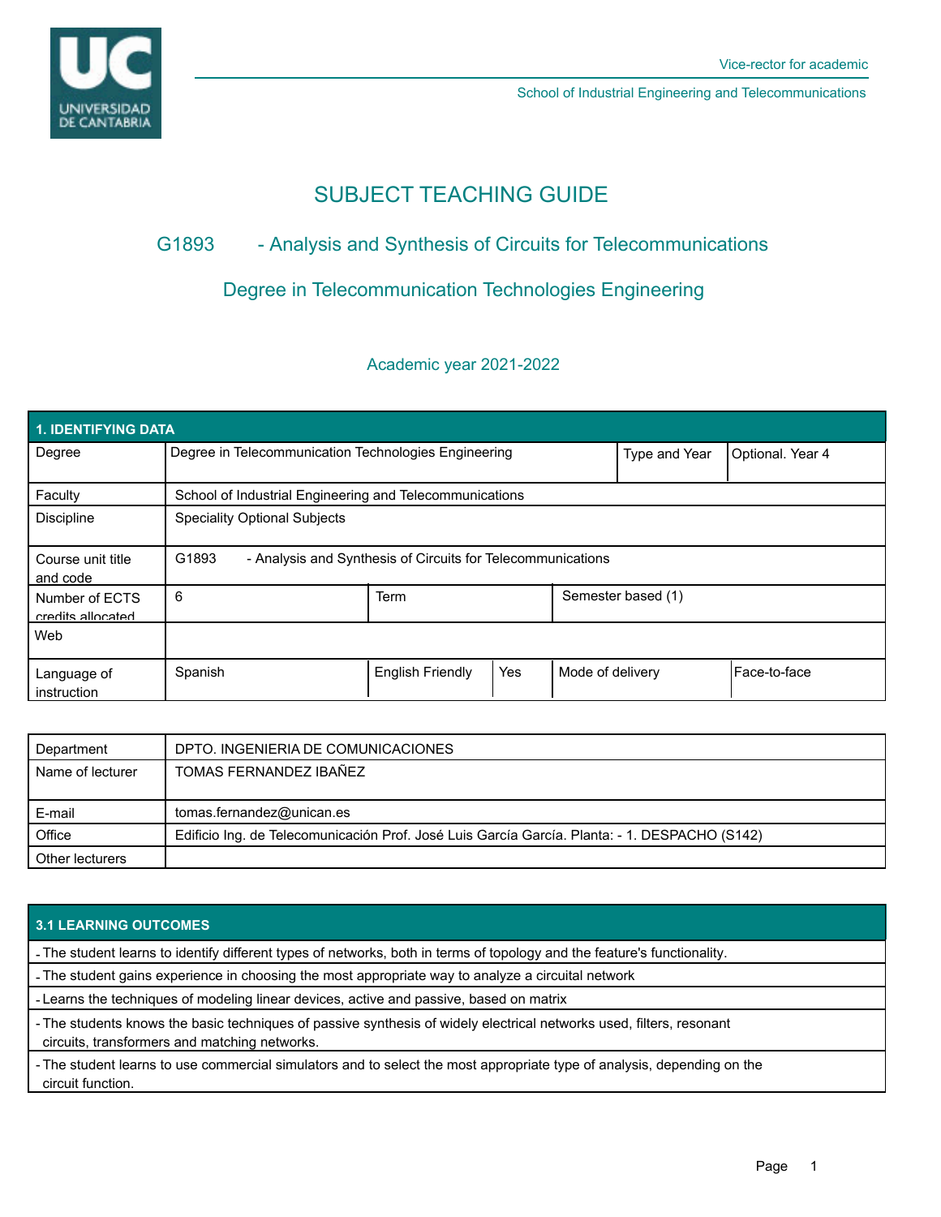Vice-rector for academic

School of Industrial Engineering and Telecommunications

# SUBJECT TEACHING GUIDE

## G1893 - Analysis and Synthesis of Circuits for Telecommunications

## Degree in Telecommunication Technologies Engineering

### Academic year 2021-2022

| 1. IDENTIFYING DATA | | | | | |
|---|---|---|---|---|---|
| Degree | Degree in Telecommunication Technologies Engineering | | | Type and Year | Optional. Year 4 |
| Faculty | School of Industrial Engineering and Telecommunications | | | | |
| Discipline | Speciality Optional Subjects | | | | |
| Course unit title and code | G1893 - Analysis and Synthesis of Circuits for Telecommunications | | | | |
| Number of ECTS credits allocated | 6 | Term | | Semester based (1) | |
| Web | | | | | |
| Language of instruction | Spanish | English Friendly | Yes | Mode of delivery | Face-to-face |

| Department | DPTO. INGENIERIA DE COMUNICACIONES |
|---|---|
| Name of lecturer | TOMAS FERNANDEZ IBAÑEZ |
| E-mail | tomas.fernandez@unican.es |
| Office | Edificio Ing. de Telecomunicación Prof. José Luis García García. Planta: - 1. DESPACHO (S142) |
| Other lecturers | |

## 3.1 LEARNING OUTCOMES

- The student learns to identify different types of networks, both in terms of topology and the feature's functionality.
- The student gains experience in choosing the most appropriate way to analyze a circuital network
- Learns the techniques of modeling linear devices, active and passive, based on matrix
- The students knows the basic techniques of passive synthesis of widely electrical networks used, filters, resonant circuits, transformers and matching networks.
- The student learns to use commercial simulators and to select the most appropriate type of analysis, depending on the circuit function.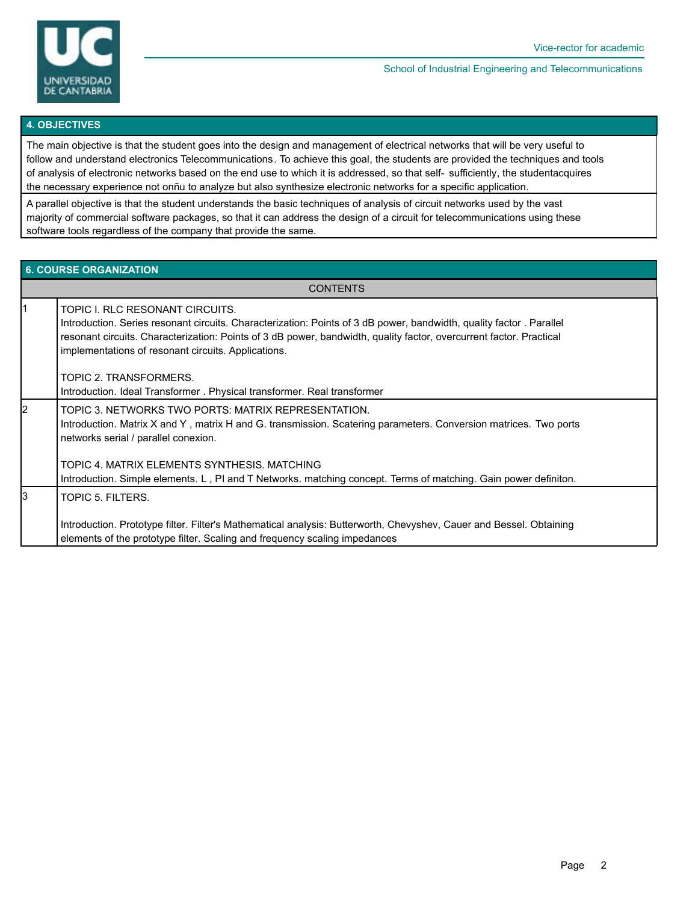## 4. OBJECTIVES

The main objective is that the student goes into the design and management of electrical networks that will be very useful to follow and understand electronics Telecommunications. To achieve this goal, the students are provided the techniques and tools of analysis of electronic networks based on the end use to which it is addressed, so that self- sufficiently, the studentacquires the necessary experience not onñu to analyze but also synthesize electronic networks for a specific application.

A parallel objective is that the student understands the basic techniques of analysis of circuit networks used by the vast majority of commercial software packages, so that it can address the design of a circuit for telecommunications using these software tools regardless of the company that provide the same.

## 6. COURSE ORGANIZATION

| | CONTENTS |
|---|---|
| 1 | TOPIC I. RLC RESONANT CIRCUITS.<br>Introduction. Series resonant circuits. Characterization: Points of 3 dB power, bandwidth, quality factor . Parallel resonant circuits. Characterization: Points of 3 dB power, bandwidth, quality factor, overcurrent factor. Practical implementations of resonant circuits. Applications.<br><br>TOPIC 2. TRANSFORMERS.<br>Introduction. Ideal Transformer . Physical transformer. Real transformer |
| 2 | TOPIC 3. NETWORKS TWO PORTS: MATRIX REPRESENTATION.<br>Introduction. Matrix X and Y , matrix H and G. transmission. Scatering parameters. Conversion matrices. Two ports networks serial / parallel conexion.<br><br>TOPIC 4. MATRIX ELEMENTS SYNTHESIS. MATCHING<br>Introduction. Simple elements. L , PI and T Networks. matching concept. Terms of matching. Gain power definiton. |
| 3 | TOPIC 5. FILTERS.<br><br>Introduction. Prototype filter. Filter's Mathematical analysis: Butterworth, Chevyshev, Cauer and Bessel. Obtaining elements of the prototype filter. Scaling and frequency scaling impedances |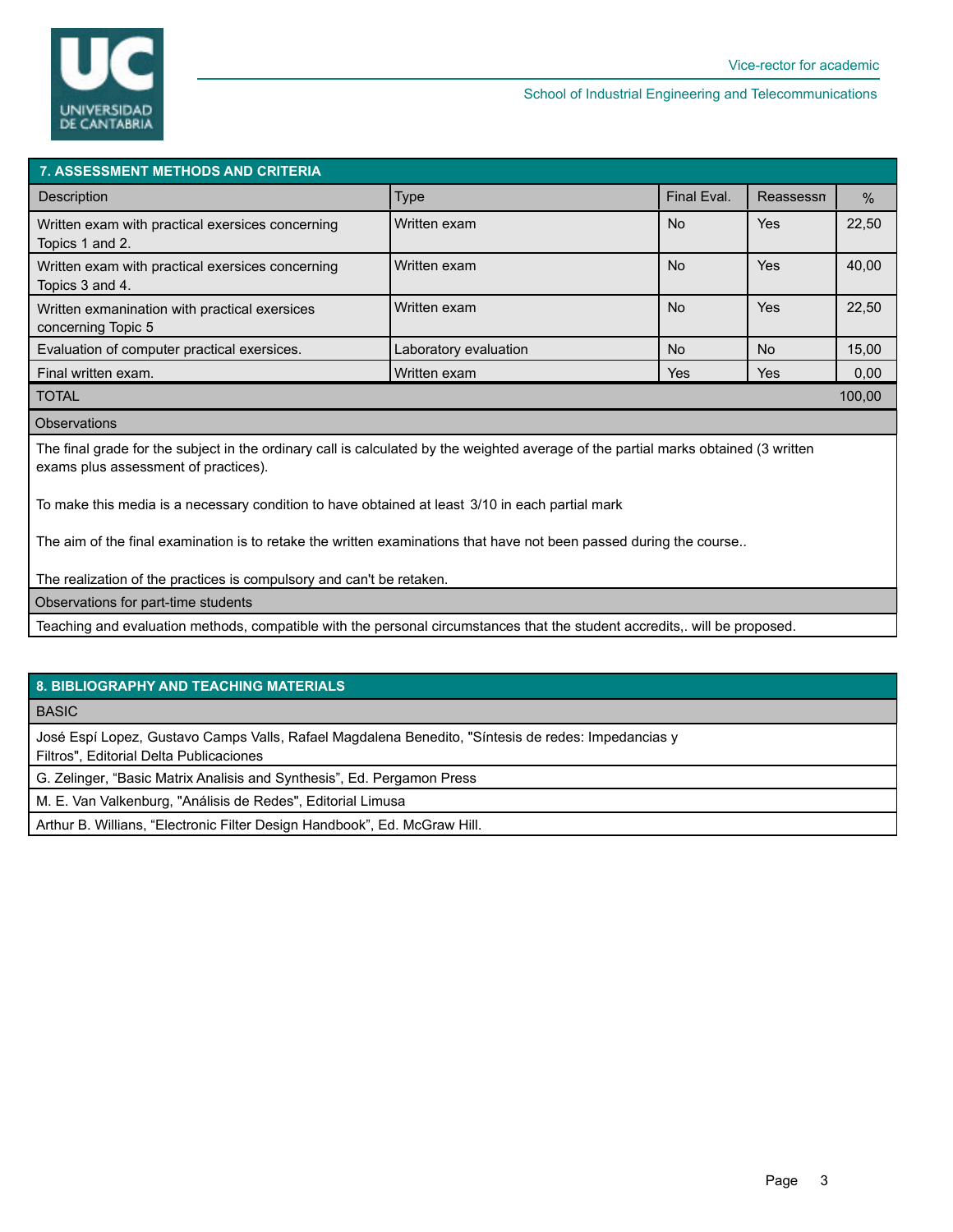## 7. ASSESSMENT METHODS AND CRITERIA

| Description | Type | Final Eval. | Reassessn | % |
|---|---|---|---|---|
| Written exam with practical exersices concerning Topics 1 and 2. | Written exam | No | Yes | 22,50 |
| Written exam with practical exersices concerning Topics 3 and 4. | Written exam | No | Yes | 40,00 |
| Written exmanination with practical exercises concerning Topic 5 | Written exam | No | Yes | 22,50 |
| Evaluation of computer practical exersices. | Laboratory evaluation | No | No | 15,00 |
| Final written exam. | Written exam | Yes | Yes | 0,00 |
| TOTAL | | | | 100,00 |

**Observations**

The final grade for the subject in the ordinary call is calculated by the weighted average of the partial marks obtained (3 written exams plus assessment of practices).

To make this media is a necessary condition to have obtained at least 3/10 in each partial mark

The aim of the final examination is to retake the written examinations that have not been passed during the course..

The realization of the practices is compulsory and can't be retaken.

**Observations for part-time students**

Teaching and evaluation methods, compatible with the personal circumstances that the student accredits,. will be proposed.

## 8. BIBLIOGRAPHY AND TEACHING MATERIALS

**BASIC**

José Espí Lopez, Gustavo Camps Valls, Rafael Magdalena Benedito, "Síntesis de redes: Impedancias y Filtros", Editorial Delta Publicaciones

G. Zelinger, “Basic Matrix Analisis and Synthesis”, Ed. Pergamon Press

M. E. Van Valkenburg, "Análisis de Redes", Editorial Limusa

Arthur B. Willians, “Electronic Filter Design Handbook”, Ed. McGraw Hill.